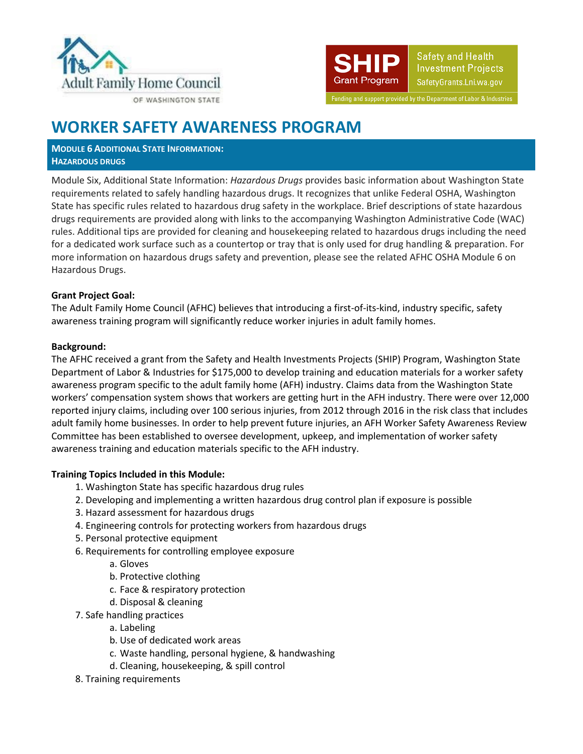Adult Family Home Council OF WASHINGTON STATE

SHIP Grant Program — Safety and Health Investment Projects — SafetyGrants.Lni.wa.gov — Funding and support provided by the Department of Labor & Industries

# WORKER SAFETY AWARENESS PROGRAM

## MODULE 6 ADDITIONAL STATE INFORMATION: HAZARDOUS DRUGS

Module Six, Additional State Information: *Hazardous Drugs* provides basic information about Washington State requirements related to safely handling hazardous drugs. It recognizes that unlike Federal OSHA, Washington State has specific rules related to hazardous drug safety in the workplace. Brief descriptions of state hazardous drugs requirements are provided along with links to the accompanying Washington Administrative Code (WAC) rules. Additional tips are provided for cleaning and housekeeping related to hazardous drugs including the need for a dedicated work surface such as a countertop or tray that is only used for drug handling & preparation. For more information on hazardous drugs safety and prevention, please see the related AFHC OSHA Module 6 on Hazardous Drugs.

**Grant Project Goal:**
The Adult Family Home Council (AFHC) believes that introducing a first-of-its-kind, industry specific, safety awareness training program will significantly reduce worker injuries in adult family homes.

**Background:**
The AFHC received a grant from the Safety and Health Investments Projects (SHIP) Program, Washington State Department of Labor & Industries for $175,000 to develop training and education materials for a worker safety awareness program specific to the adult family home (AFH) industry. Claims data from the Washington State workers' compensation system shows that workers are getting hurt in the AFH industry. There were over 12,000 reported injury claims, including over 100 serious injuries, from 2012 through 2016 in the risk class that includes adult family home businesses. In order to help prevent future injuries, an AFH Worker Safety Awareness Review Committee has been established to oversee development, upkeep, and implementation of worker safety awareness training and education materials specific to the AFH industry.

**Training Topics Included in this Module:**

1. Washington State has specific hazardous drug rules
2. Developing and implementing a written hazardous drug control plan if exposure is possible
3. Hazard assessment for hazardous drugs
4. Engineering controls for protecting workers from hazardous drugs
5. Personal protective equipment
6. Requirements for controlling employee exposure
   a. Gloves
   b. Protective clothing
   c. Face & respiratory protection
   d. Disposal & cleaning
7. Safe handling practices
   a. Labeling
   b. Use of dedicated work areas
   c. Waste handling, personal hygiene, & handwashing
   d. Cleaning, housekeeping, & spill control
8. Training requirements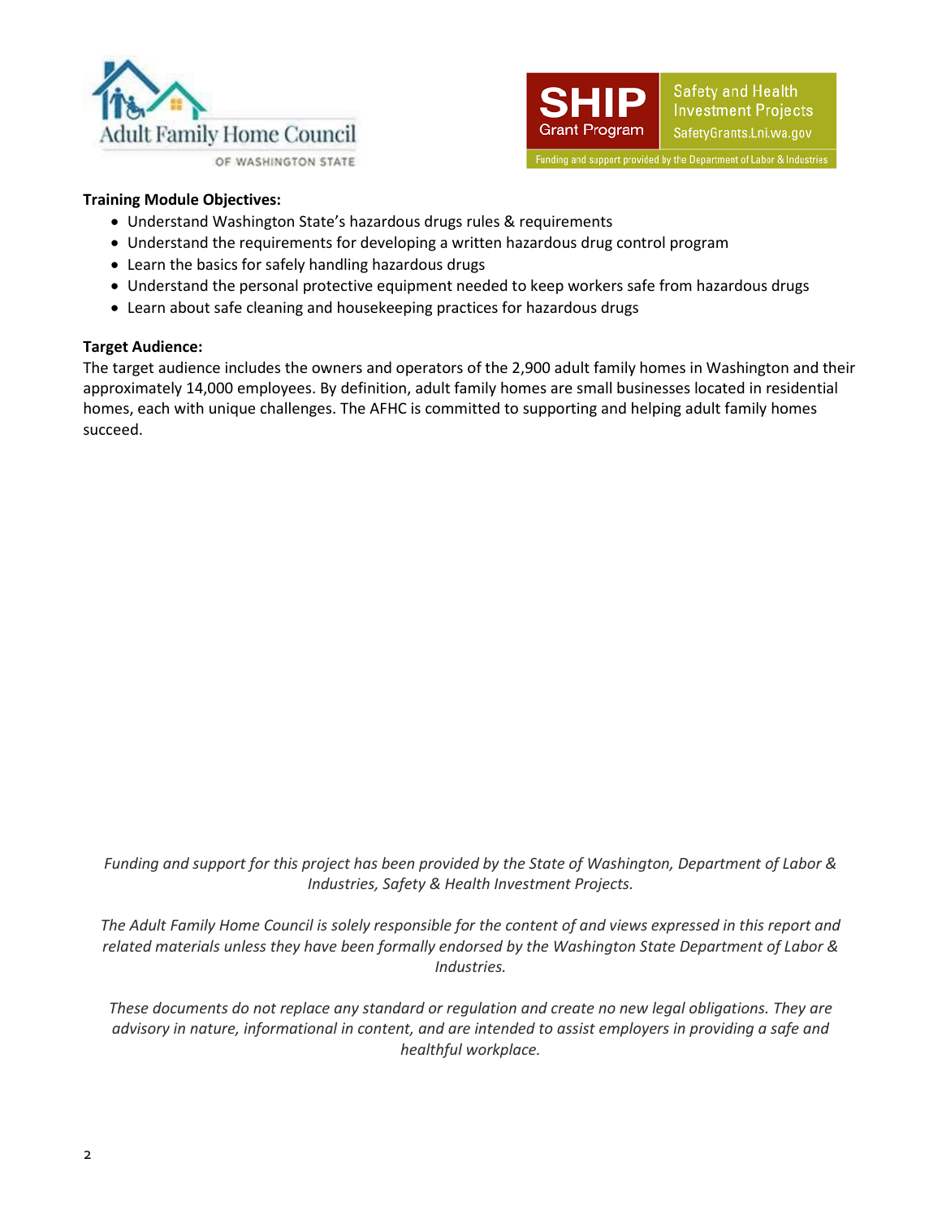**Training Module Objectives:**

- Understand Washington State's hazardous drugs rules & requirements
- Understand the requirements for developing a written hazardous drug control program
- Learn the basics for safely handling hazardous drugs
- Understand the personal protective equipment needed to keep workers safe from hazardous drugs
- Learn about safe cleaning and housekeeping practices for hazardous drugs

**Target Audience:**

The target audience includes the owners and operators of the 2,900 adult family homes in Washington and their approximately 14,000 employees. By definition, adult family homes are small businesses located in residential homes, each with unique challenges. The AFHC is committed to supporting and helping adult family homes succeed.

*Funding and support for this project has been provided by the State of Washington, Department of Labor & Industries, Safety & Health Investment Projects.*

*The Adult Family Home Council is solely responsible for the content of and views expressed in this report and related materials unless they have been formally endorsed by the Washington State Department of Labor & Industries.*

*These documents do not replace any standard or regulation and create no new legal obligations. They are advisory in nature, informational in content, and are intended to assist employers in providing a safe and healthful workplace.*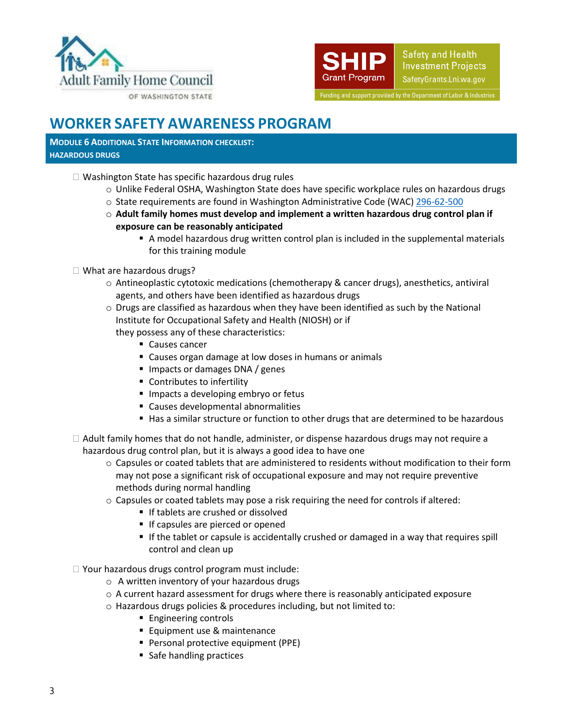# WORKER SAFETY AWARENESS PROGRAM

## MODULE 6 ADDITIONAL STATE INFORMATION CHECKLIST: HAZARDOUS DRUGS

- ☐ Washington State has specific hazardous drug rules
  - Unlike Federal OSHA, Washington State does have specific workplace rules on hazardous drugs
  - State requirements are found in Washington Administrative Code (WAC) 296-62-500
  - **Adult family homes must develop and implement a written hazardous drug control plan if exposure can be reasonably anticipated**
    - A model hazardous drug written control plan is included in the supplemental materials for this training module

- ☐ What are hazardous drugs?
  - Antineoplastic cytotoxic medications (chemotherapy & cancer drugs), anesthetics, antiviral agents, and others have been identified as hazardous drugs
  - Drugs are classified as hazardous when they have been identified as such by the National Institute for Occupational Safety and Health (NIOSH) or if they possess any of these characteristics:
    - Causes cancer
    - Causes organ damage at low doses in humans or animals
    - Impacts or damages DNA / genes
    - Contributes to infertility
    - Impacts a developing embryo or fetus
    - Causes developmental abnormalities
    - Has a similar structure or function to other drugs that are determined to be hazardous

- ☐ Adult family homes that do not handle, administer, or dispense hazardous drugs may not require a hazardous drug control plan, but it is always a good idea to have one
  - Capsules or coated tablets that are administered to residents without modification to their form may not pose a significant risk of occupational exposure and may not require preventive methods during normal handling
  - Capsules or coated tablets may pose a risk requiring the need for controls if altered:
    - If tablets are crushed or dissolved
    - If capsules are pierced or opened
    - If the tablet or capsule is accidentally crushed or damaged in a way that requires spill control and clean up

- ☐ Your hazardous drugs control program must include:
  - A written inventory of your hazardous drugs
  - A current hazard assessment for drugs where there is reasonably anticipated exposure
  - Hazardous drugs policies & procedures including, but not limited to:
    - Engineering controls
    - Equipment use & maintenance
    - Personal protective equipment (PPE)
    - Safe handling practices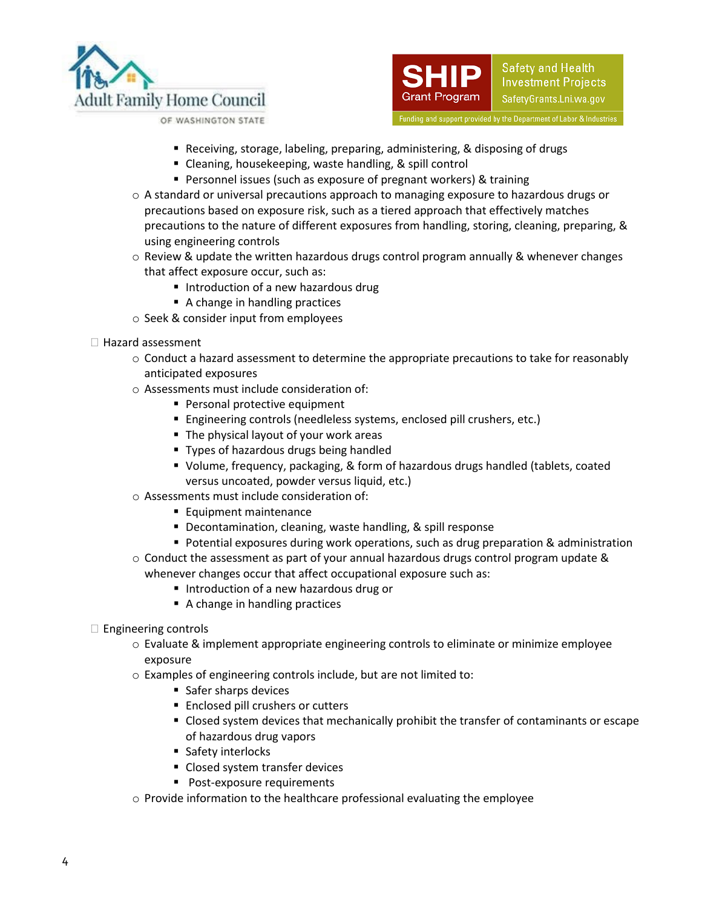- Receiving, storage, labeling, preparing, administering, & disposing of drugs
        - Cleaning, housekeeping, waste handling, & spill control
        - Personnel issues (such as exposure of pregnant workers) & training
    - A standard or universal precautions approach to managing exposure to hazardous drugs or precautions based on exposure risk, such as a tiered approach that effectively matches precautions to the nature of different exposures from handling, storing, cleaning, preparing, & using engineering controls
    - Review & update the written hazardous drugs control program annually & whenever changes that affect exposure occur, such as:
        - Introduction of a new hazardous drug
        - A change in handling practices
    - Seek & consider input from employees

- ☐ Hazard assessment
    - Conduct a hazard assessment to determine the appropriate precautions to take for reasonably anticipated exposures
    - Assessments must include consideration of:
        - Personal protective equipment
        - Engineering controls (needleless systems, enclosed pill crushers, etc.)
        - The physical layout of your work areas
        - Types of hazardous drugs being handled
        - Volume, frequency, packaging, & form of hazardous drugs handled (tablets, coated versus uncoated, powder versus liquid, etc.)
    - Assessments must include consideration of:
        - Equipment maintenance
        - Decontamination, cleaning, waste handling, & spill response
        - Potential exposures during work operations, such as drug preparation & administration
    - Conduct the assessment as part of your annual hazardous drugs control program update & whenever changes occur that affect occupational exposure such as:
        - Introduction of a new hazardous drug or
        - A change in handling practices

- ☐ Engineering controls
    - Evaluate & implement appropriate engineering controls to eliminate or minimize employee exposure
    - Examples of engineering controls include, but are not limited to:
        - Safer sharps devices
        - Enclosed pill crushers or cutters
        - Closed system devices that mechanically prohibit the transfer of contaminants or escape of hazardous drug vapors
        - Safety interlocks
        - Closed system transfer devices
        - Post-exposure requirements
    - Provide information to the healthcare professional evaluating the employee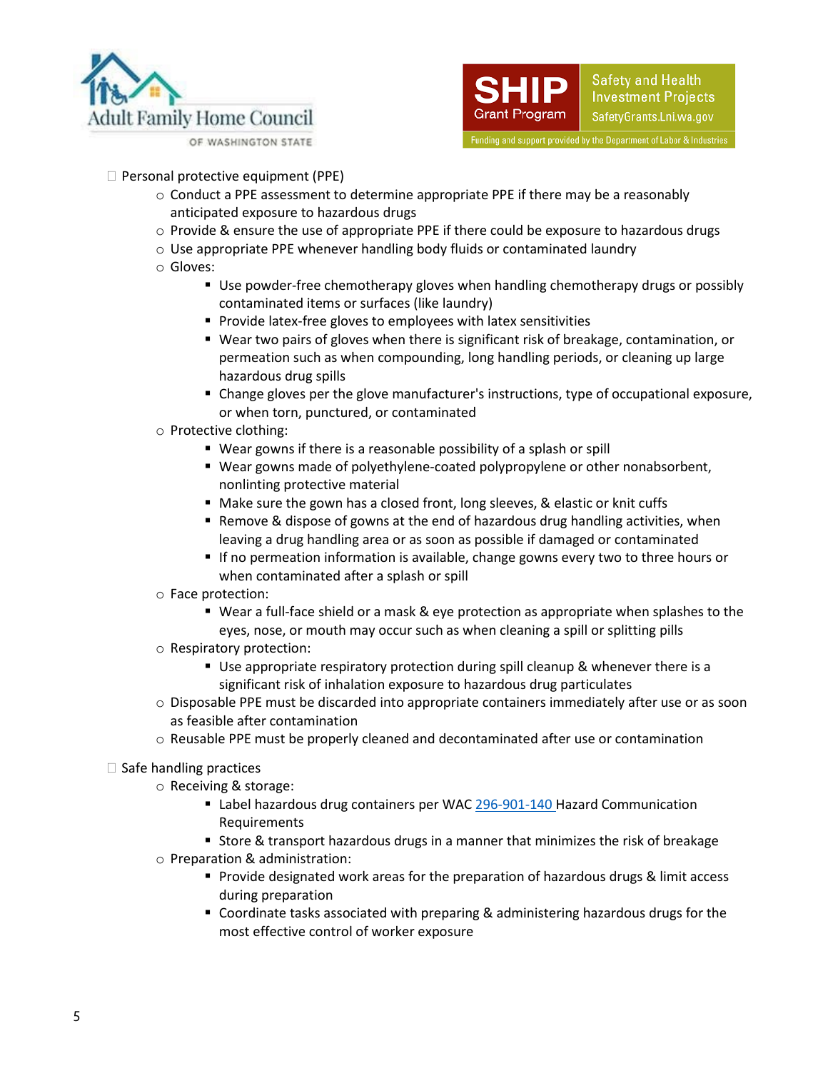- Personal protective equipment (PPE)
  - Conduct a PPE assessment to determine appropriate PPE if there may be a reasonably anticipated exposure to hazardous drugs
  - Provide & ensure the use of appropriate PPE if there could be exposure to hazardous drugs
  - Use appropriate PPE whenever handling body fluids or contaminated laundry
  - Gloves:
    - Use powder-free chemotherapy gloves when handling chemotherapy drugs or possibly contaminated items or surfaces (like laundry)
    - Provide latex-free gloves to employees with latex sensitivities
    - Wear two pairs of gloves when there is significant risk of breakage, contamination, or permeation such as when compounding, long handling periods, or cleaning up large hazardous drug spills
    - Change gloves per the glove manufacturer's instructions, type of occupational exposure, or when torn, punctured, or contaminated
  - Protective clothing:
    - Wear gowns if there is a reasonable possibility of a splash or spill
    - Wear gowns made of polyethylene-coated polypropylene or other nonabsorbent, nonlinting protective material
    - Make sure the gown has a closed front, long sleeves, & elastic or knit cuffs
    - Remove & dispose of gowns at the end of hazardous drug handling activities, when leaving a drug handling area or as soon as possible if damaged or contaminated
    - If no permeation information is available, change gowns every two to three hours or when contaminated after a splash or spill
  - Face protection:
    - Wear a full-face shield or a mask & eye protection as appropriate when splashes to the eyes, nose, or mouth may occur such as when cleaning a spill or splitting pills
  - Respiratory protection:
    - Use appropriate respiratory protection during spill cleanup & whenever there is a significant risk of inhalation exposure to hazardous drug particulates
  - Disposable PPE must be discarded into appropriate containers immediately after use or as soon as feasible after contamination
  - Reusable PPE must be properly cleaned and decontaminated after use or contamination

- Safe handling practices
  - Receiving & storage:
    - Label hazardous drug containers per WAC [296-901-140](296-901-140) Hazard Communication Requirements
    - Store & transport hazardous drugs in a manner that minimizes the risk of breakage
  - Preparation & administration:
    - Provide designated work areas for the preparation of hazardous drugs & limit access during preparation
    - Coordinate tasks associated with preparing & administering hazardous drugs for the most effective control of worker exposure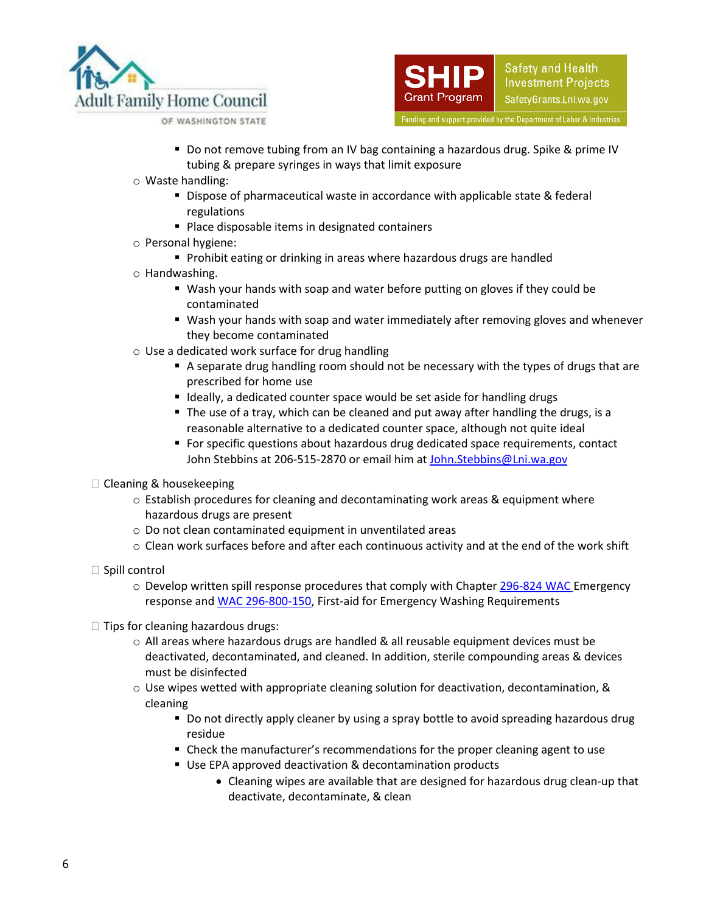- Do not remove tubing from an IV bag containing a hazardous drug. Spike & prime IV tubing & prepare syringes in ways that limit exposure
    - Waste handling:
        - Dispose of pharmaceutical waste in accordance with applicable state & federal regulations
        - Place disposable items in designated containers
    - Personal hygiene:
        - Prohibit eating or drinking in areas where hazardous drugs are handled
    - Handwashing.
        - Wash your hands with soap and water before putting on gloves if they could be contaminated
        - Wash your hands with soap and water immediately after removing gloves and whenever they become contaminated
    - Use a dedicated work surface for drug handling
        - A separate drug handling room should not be necessary with the types of drugs that are prescribed for home use
        - Ideally, a dedicated counter space would be set aside for handling drugs
        - The use of a tray, which can be cleaned and put away after handling the drugs, is a reasonable alternative to a dedicated counter space, although not quite ideal
        - For specific questions about hazardous drug dedicated space requirements, contact John Stebbins at 206-515-2870 or email him at [John.Stebbins@Lni.wa.gov](mailto:John.Stebbins@Lni.wa.gov)

- Cleaning & housekeeping
    - Establish procedures for cleaning and decontaminating work areas & equipment where hazardous drugs are present
    - Do not clean contaminated equipment in unventilated areas
    - Clean work surfaces before and after each continuous activity and at the end of the work shift

- Spill control
    - Develop written spill response procedures that comply with Chapter [296-824 WAC](#) Emergency response and [WAC 296-800-150](#), First-aid for Emergency Washing Requirements

- Tips for cleaning hazardous drugs:
    - All areas where hazardous drugs are handled & all reusable equipment devices must be deactivated, decontaminated, and cleaned. In addition, sterile compounding areas & devices must be disinfected
    - Use wipes wetted with appropriate cleaning solution for deactivation, decontamination, & cleaning
        - Do not directly apply cleaner by using a spray bottle to avoid spreading hazardous drug residue
        - Check the manufacturer's recommendations for the proper cleaning agent to use
        - Use EPA approved deactivation & decontamination products
            - Cleaning wipes are available that are designed for hazardous drug clean-up that deactivate, decontaminate, & clean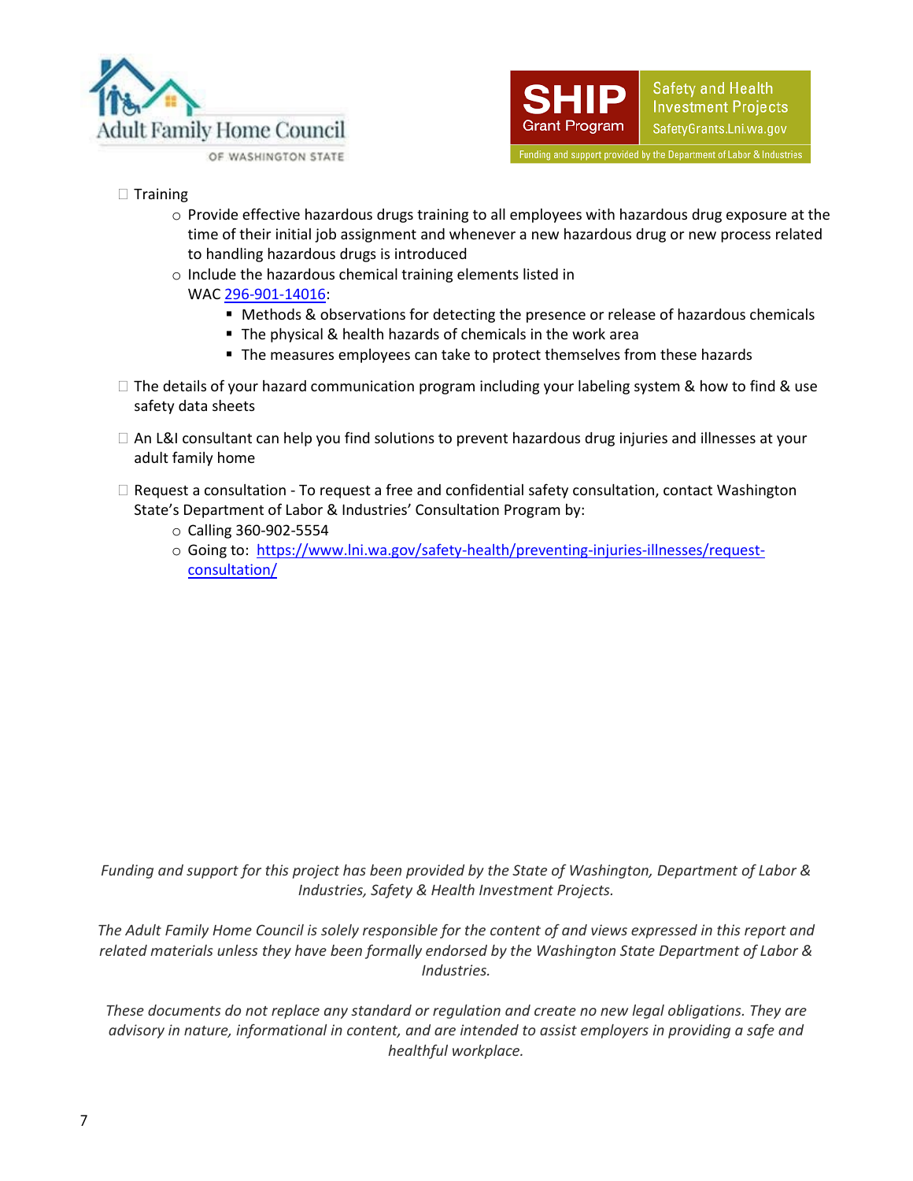- Training
    - Provide effective hazardous drugs training to all employees with hazardous drug exposure at the time of their initial job assignment and whenever a new hazardous drug or new process related to handling hazardous drugs is introduced
    - Include the hazardous chemical training elements listed in WAC [296-901-14016](296-901-14016):
        - Methods & observations for detecting the presence or release of hazardous chemicals
        - The physical & health hazards of chemicals in the work area
        - The measures employees can take to protect themselves from these hazards

- The details of your hazard communication program including your labeling system & how to find & use safety data sheets

- An L&I consultant can help you find solutions to prevent hazardous drug injuries and illnesses at your adult family home

- Request a consultation - To request a free and confidential safety consultation, contact Washington State's Department of Labor & Industries' Consultation Program by:
    - Calling 360-902-5554
    - Going to: [https://www.lni.wa.gov/safety-health/preventing-injuries-illnesses/request-consultation/](https://www.lni.wa.gov/safety-health/preventing-injuries-illnesses/request-consultation/)

*Funding and support for this project has been provided by the State of Washington, Department of Labor & Industries, Safety & Health Investment Projects.*

*The Adult Family Home Council is solely responsible for the content of and views expressed in this report and related materials unless they have been formally endorsed by the Washington State Department of Labor & Industries.*

*These documents do not replace any standard or regulation and create no new legal obligations. They are advisory in nature, informational in content, and are intended to assist employers in providing a safe and healthful workplace.*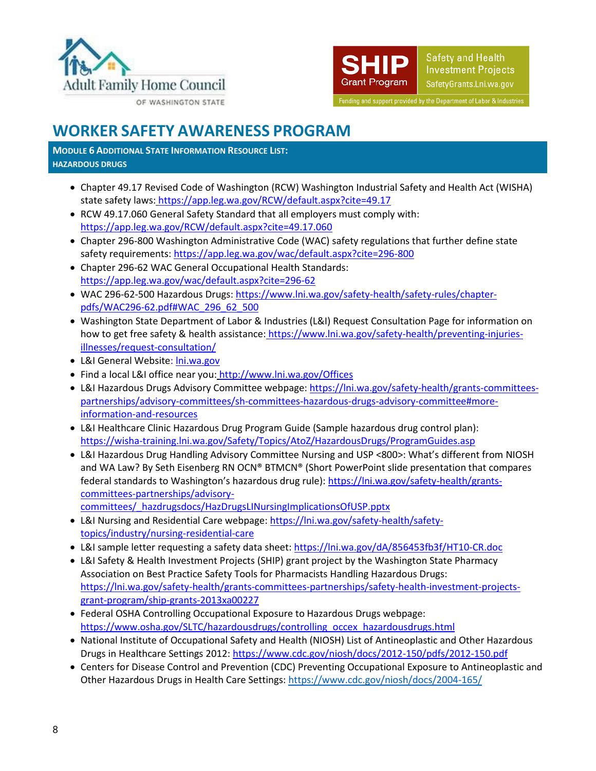# WORKER SAFETY AWARENESS PROGRAM

**MODULE 6 ADDITIONAL STATE INFORMATION RESOURCE LIST:**
**HAZARDOUS DRUGS**

- Chapter 49.17 Revised Code of Washington (RCW) Washington Industrial Safety and Health Act (WISHA) state safety laws: https://app.leg.wa.gov/RCW/default.aspx?cite=49.17
- RCW 49.17.060 General Safety Standard that all employers must comply with: https://app.leg.wa.gov/RCW/default.aspx?cite=49.17.060
- Chapter 296-800 Washington Administrative Code (WAC) safety regulations that further define state safety requirements: https://app.leg.wa.gov/wac/default.aspx?cite=296-800
- Chapter 296-62 WAC General Occupational Health Standards: https://app.leg.wa.gov/wac/default.aspx?cite=296-62
- WAC 296-62-500 Hazardous Drugs: https://www.lni.wa.gov/safety-health/safety-rules/chapter-pdfs/WAC296-62.pdf#WAC_296_62_500
- Washington State Department of Labor & Industries (L&I) Request Consultation Page for information on how to get free safety & health assistance: https://www.lni.wa.gov/safety-health/preventing-injuries-illnesses/request-consultation/
- L&I General Website: lni.wa.gov
- Find a local L&I office near you: http://www.lni.wa.gov/Offices
- L&I Hazardous Drugs Advisory Committee webpage: https://lni.wa.gov/safety-health/grants-committees-partnerships/advisory-committees/sh-committees-hazardous-drugs-advisory-committee#more-information-and-resources
- L&I Healthcare Clinic Hazardous Drug Program Guide (Sample hazardous drug control plan): https://wisha-training.lni.wa.gov/Safety/Topics/AtoZ/HazardousDrugs/ProgramGuides.asp
- L&I Hazardous Drug Handling Advisory Committee Nursing and USP <800>: What's different from NIOSH and WA Law? By Seth Eisenberg RN OCN® BTMCN® (Short PowerPoint slide presentation that compares federal standards to Washington's hazardous drug rule): https://lni.wa.gov/safety-health/grants-committees-partnerships/advisory-committees/_hazdrugsdocs/HazDrugsLINursingImplicationsOfUSP.pptx
- L&I Nursing and Residential Care webpage: https://lni.wa.gov/safety-health/safety-topics/industry/nursing-residential-care
- L&I sample letter requesting a safety data sheet: https://lni.wa.gov/dA/856453fb3f/HT10-CR.doc
- L&I Safety & Health Investment Projects (SHIP) grant project by the Washington State Pharmacy Association on Best Practice Safety Tools for Pharmacists Handling Hazardous Drugs: https://lni.wa.gov/safety-health/grants-committees-partnerships/safety-health-investment-projects-grant-program/ship-grants-2013xa00227
- Federal OSHA Controlling Occupational Exposure to Hazardous Drugs webpage: https://www.osha.gov/SLTC/hazardousdrugs/controlling_occex_hazardousdrugs.html
- National Institute of Occupational Safety and Health (NIOSH) List of Antineoplastic and Other Hazardous Drugs in Healthcare Settings 2012: https://www.cdc.gov/niosh/docs/2012-150/pdfs/2012-150.pdf
- Centers for Disease Control and Prevention (CDC) Preventing Occupational Exposure to Antineoplastic and Other Hazardous Drugs in Health Care Settings: https://www.cdc.gov/niosh/docs/2004-165/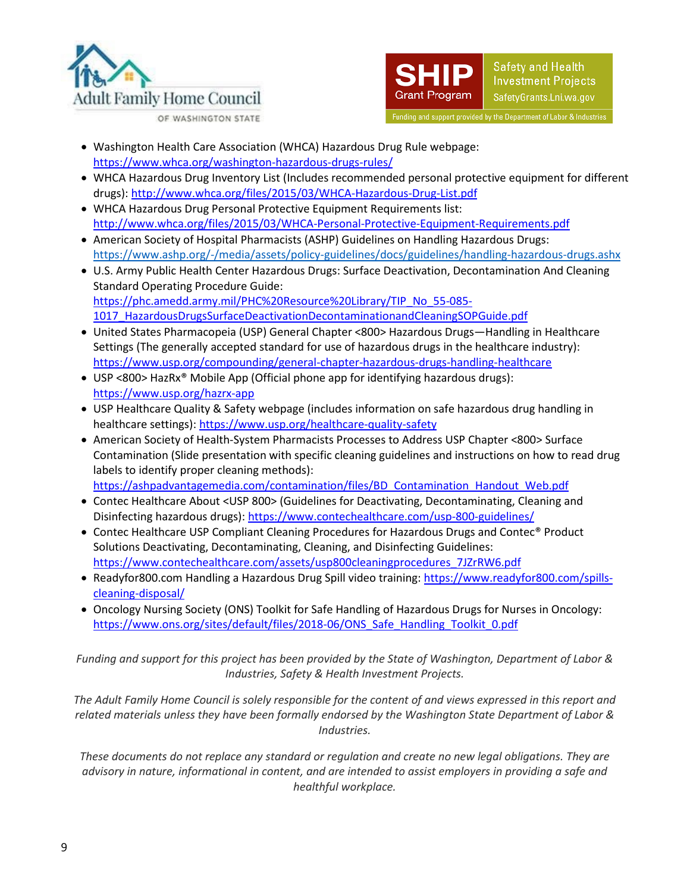- Washington Health Care Association (WHCA) Hazardous Drug Rule webpage: https://www.whca.org/washington-hazardous-drugs-rules/
- WHCA Hazardous Drug Inventory List (Includes recommended personal protective equipment for different drugs): http://www.whca.org/files/2015/03/WHCA-Hazardous-Drug-List.pdf
- WHCA Hazardous Drug Personal Protective Equipment Requirements list: http://www.whca.org/files/2015/03/WHCA-Personal-Protective-Equipment-Requirements.pdf
- American Society of Hospital Pharmacists (ASHP) Guidelines on Handling Hazardous Drugs: https://www.ashp.org/-/media/assets/policy-guidelines/docs/guidelines/handling-hazardous-drugs.ashx
- U.S. Army Public Health Center Hazardous Drugs: Surface Deactivation, Decontamination And Cleaning Standard Operating Procedure Guide: https://phc.amedd.army.mil/PHC%20Resource%20Library/TIP_No_55-085-1017_HazardousDrugsSurfaceDeactivationDecontaminationandCleaningSOPGuide.pdf
- United States Pharmacopeia (USP) General Chapter <800> Hazardous Drugs—Handling in Healthcare Settings (The generally accepted standard for use of hazardous drugs in the healthcare industry): https://www.usp.org/compounding/general-chapter-hazardous-drugs-handling-healthcare
- USP <800> HazRx® Mobile App (Official phone app for identifying hazardous drugs): https://www.usp.org/hazrx-app
- USP Healthcare Quality & Safety webpage (includes information on safe hazardous drug handling in healthcare settings): https://www.usp.org/healthcare-quality-safety
- American Society of Health-System Pharmacists Processes to Address USP Chapter <800> Surface Contamination (Slide presentation with specific cleaning guidelines and instructions on how to read drug labels to identify proper cleaning methods): https://ashpadvantagemedia.com/contamination/files/BD_Contamination_Handout_Web.pdf
- Contec Healthcare About <USP 800> (Guidelines for Deactivating, Decontaminating, Cleaning and Disinfecting hazardous drugs): https://www.contechealthcare.com/usp-800-guidelines/
- Contec Healthcare USP Compliant Cleaning Procedures for Hazardous Drugs and Contec® Product Solutions Deactivating, Decontaminating, Cleaning, and Disinfecting Guidelines: https://www.contechealthcare.com/assets/usp800cleaningprocedures_7JZrRW6.pdf
- Readyfor800.com Handling a Hazardous Drug Spill video training: https://www.readyfor800.com/spills-cleaning-disposal/
- Oncology Nursing Society (ONS) Toolkit for Safe Handling of Hazardous Drugs for Nurses in Oncology: https://www.ons.org/sites/default/files/2018-06/ONS_Safe_Handling_Toolkit_0.pdf

*Funding and support for this project has been provided by the State of Washington, Department of Labor & Industries, Safety & Health Investment Projects.*

*The Adult Family Home Council is solely responsible for the content of and views expressed in this report and related materials unless they have been formally endorsed by the Washington State Department of Labor & Industries.*

*These documents do not replace any standard or regulation and create no new legal obligations. They are advisory in nature, informational in content, and are intended to assist employers in providing a safe and healthful workplace.*